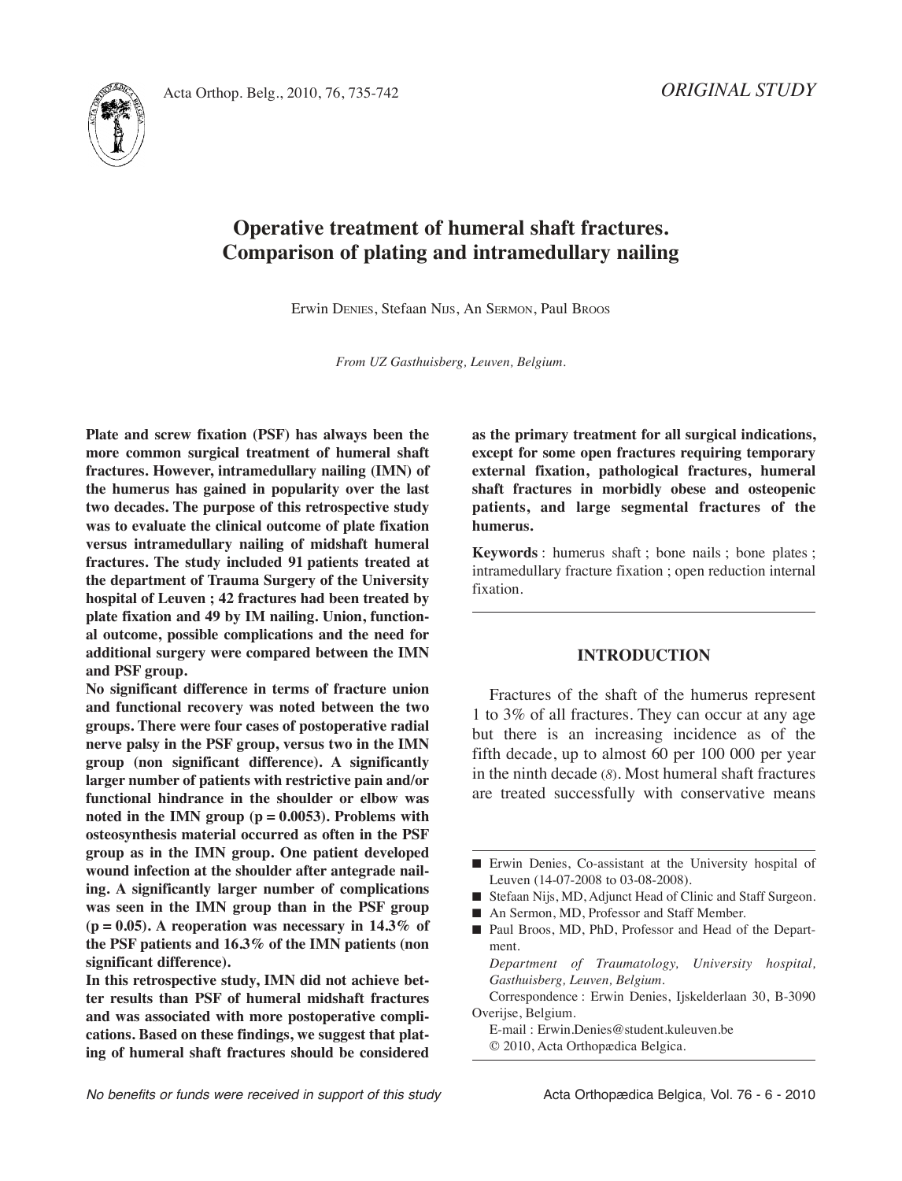*ORIGINAL STUDY*

# Operative treatment of humeral shaft fractures. Comparison of plating and intramedullary nailing

Erwin Denies, Stefaan Nijs, An Sermon, Paul Broos

*From UZ Gasthuisberg, Leuven, Belgium.*

**Plate and screw fixation (PSF) has always been the more common surgical treatment of humeral shaft fractures. However, intramedullary nailing (IMN) of the humerus has gained in popularity over the last two decades. The purpose of this retrospective study was to evaluate the clinical outcome of plate fixation versus intramedullary nailing of midshaft humeral fractures. The study included 91 patients treated at the department of Trauma Surgery of the University hospital of Leuven ; 42 fractures had been treated by plate fixation and 49 by IM nailing. Union, functional outcome, possible complications and the need for additional surgery were compared between the IMN and PSF group.**

**No significant difference in terms of fracture union and functional recovery was noted between the two groups. There were four cases of postoperative radial nerve palsy in the PSF group, versus two in the IMN group (non significant difference). A significantly larger number of patients with restrictive pain and/or functional hindrance in the shoulder or elbow was noted in the IMN group (p = 0.0053). Problems with osteosynthesis material occurred as often in the PSF group as in the IMN group. One patient developed wound infection at the shoulder after antegrade nailing. A significantly larger number of complications was seen in the IMN group than in the PSF group (p = 0.05). A reoperation was necessary in 14.3% of the PSF patients and 16.3% of the IMN patients (non significant difference).**

**In this retrospective study, IMN did not achieve better results than PSF of humeral midshaft fractures and was associated with more postoperative complications. Based on these findings, we suggest that plating of humeral shaft fractures should be considered as the primary treatment for all surgical indications, except for some open fractures requiring temporary external fixation, pathological fractures, humeral shaft fractures in morbidly obese and osteopenic patients, and large segmental fractures of the humerus.**

**Keywords** : humerus shaft ; bone nails ; bone plates ; intramedullary fracture fixation ; open reduction internal fixation.

## INTRODUCTION

Fractures of the shaft of the humerus represent 1 to 3% of all fractures. They can occur at any age but there is an increasing incidence as of the fifth decade, up to almost 60 per 100 000 per year in the ninth decade (8). Most humeral shaft fractures are treated successfully with conservative means

---

- Erwin Denies, Co-assistant at the University hospital of Leuven (14-07-2008 to 03-08-2008).
- Stefaan Nijs, MD, Adjunct Head of Clinic and Staff Surgeon.
- An Sermon, MD, Professor and Staff Member.
- Paul Broos, MD, PhD, Professor and Head of the Department.

*Department of Traumatology, University hospital, Gasthuisberg, Leuven, Belgium.*

Correspondence : Erwin Denies, Ijskelderlaan 30, B-3090 Overijse, Belgium.

E-mail : Erwin.Denies@student.kuleuven.be

© 2010, Acta Orthopædica Belgica.

*No benefits or funds were received in support of this study*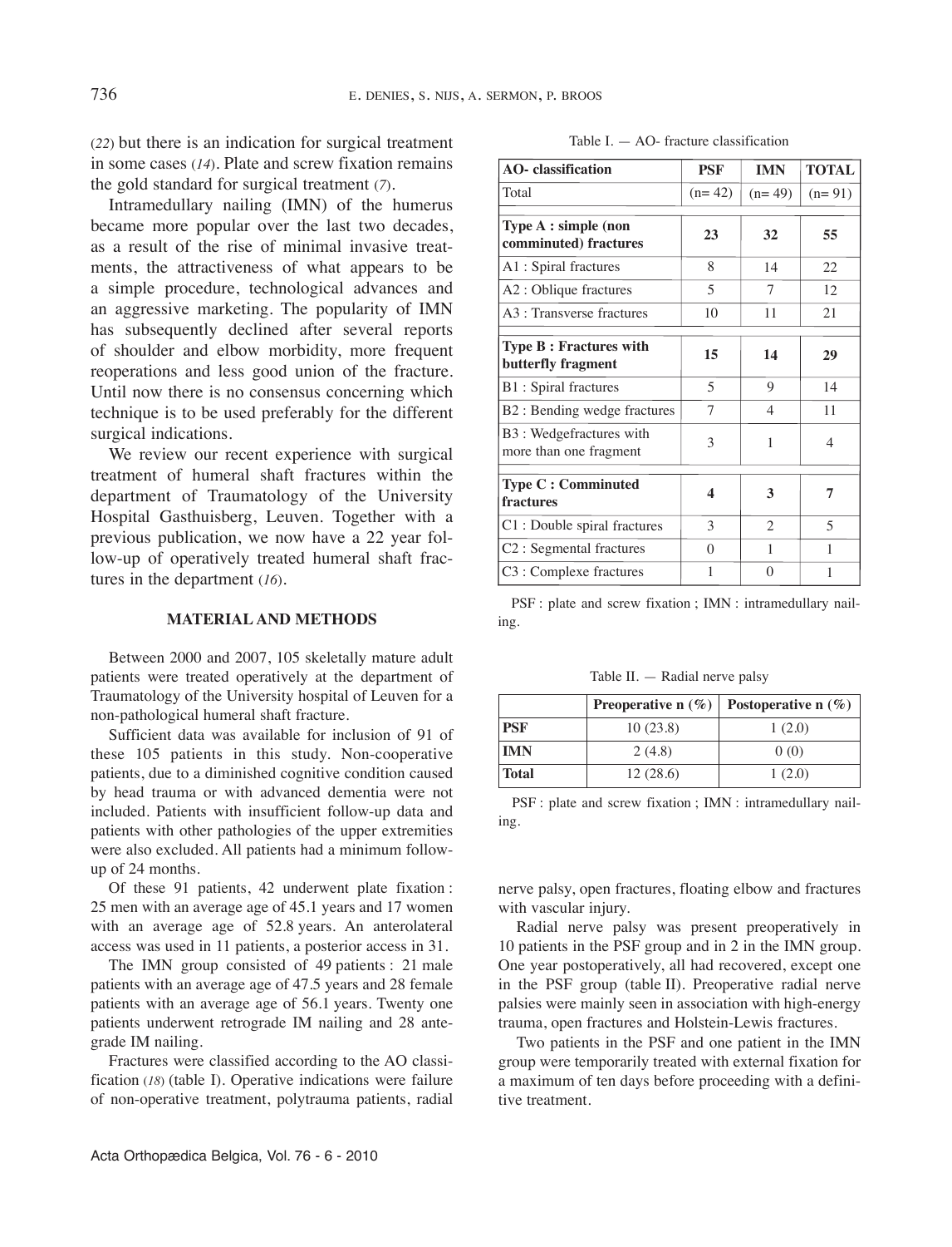(22) but there is an indication for surgical treatment in some cases (14). Plate and screw fixation remains the gold standard for surgical treatment (7).

Intramedullary nailing (IMN) of the humerus became more popular over the last two decades, as a result of the rise of minimal invasive treatments, the attractiveness of what appears to be a simple procedure, technological advances and an aggressive marketing. The popularity of IMN has subsequently declined after several reports of shoulder and elbow morbidity, more frequent reoperations and less good union of the fracture. Until now there is no consensus concerning which technique is to be used preferably for the different surgical indications.

We review our recent experience with surgical treatment of humeral shaft fractures within the department of Traumatology of the University Hospital Gasthuisberg, Leuven. Together with a previous publication, we now have a 22 year follow-up of operatively treated humeral shaft fractures in the department (16).

## MATERIAL AND METHODS

Between 2000 and 2007, 105 skeletally mature adult patients were treated operatively at the department of Traumatology of the University hospital of Leuven for a non-pathological humeral shaft fracture.

Sufficient data was available for inclusion of 91 of these 105 patients in this study. Non-cooperative patients, due to a diminished cognitive condition caused by head trauma or with advanced dementia were not included. Patients with insufficient follow-up data and patients with other pathologies of the upper extremities were also excluded. All patients had a minimum follow-up of 24 months.

Of these 91 patients, 42 underwent plate fixation : 25 men with an average age of 45.1 years and 17 women with an average age of 52.8 years. An anterolateral access was used in 11 patients, a posterior access in 31.

The IMN group consisted of 49 patients : 21 male patients with an average age of 47.5 years and 28 female patients with an average age of 56.1 years. Twenty one patients underwent retrograde IM nailing and 28 antegrade IM nailing.

Fractures were classified according to the AO classification (18) (table I). Operative indications were failure of non-operative treatment, polytrauma patients, radial nerve palsy, open fractures, floating elbow and fractures with vascular injury.

Radial nerve palsy was present preoperatively in 10 patients in the PSF group and in 2 in the IMN group. One year postoperatively, all had recovered, except one in the PSF group (table II). Preoperative radial nerve palsies were mainly seen in association with high-energy trauma, open fractures and Holstein-Lewis fractures.

Two patients in the PSF and one patient in the IMN group were temporarily treated with external fixation for a maximum of ten days before proceeding with a definitive treatment.

Table I. — AO- fracture classification

| AO- classification | PSF | IMN | TOTAL |
|---|---|---|---|
| Total | (n= 42) | (n= 49) | (n= 91) |
| **Type A : simple (non comminuted) fractures** | **23** | **32** | **55** |
| A1 : Spiral fractures | 8 | 14 | 22 |
| A2 : Oblique fractures | 5 | 7 | 12 |
| A3 : Transverse fractures | 10 | 11 | 21 |
| **Type B : Fractures with butterfly fragment** | **15** | **14** | **29** |
| B1 : Spiral fractures | 5 | 9 | 14 |
| B2 : Bending wedge fractures | 7 | 4 | 11 |
| B3 : Wedgefractures with more than one fragment | 3 | 1 | 4 |
| **Type C : Comminuted fractures** | **4** | **3** | **7** |
| C1 : Double spiral fractures | 3 | 2 | 5 |
| C2 : Segmental fractures | 0 | 1 | 1 |
| C3 : Complexe fractures | 1 | 0 | 1 |

PSF : plate and screw fixation ; IMN : intramedullary nailing.

Table II. — Radial nerve palsy

| | Preoperative n (%) | Postoperative n (%) |
|---|---|---|
| **PSF** | 10 (23.8) | 1 (2.0) |
| **IMN** | 2 (4.8) | 0 (0) |
| **Total** | 12 (28.6) | 1 (2.0) |

PSF : plate and screw fixation ; IMN : intramedullary nailing.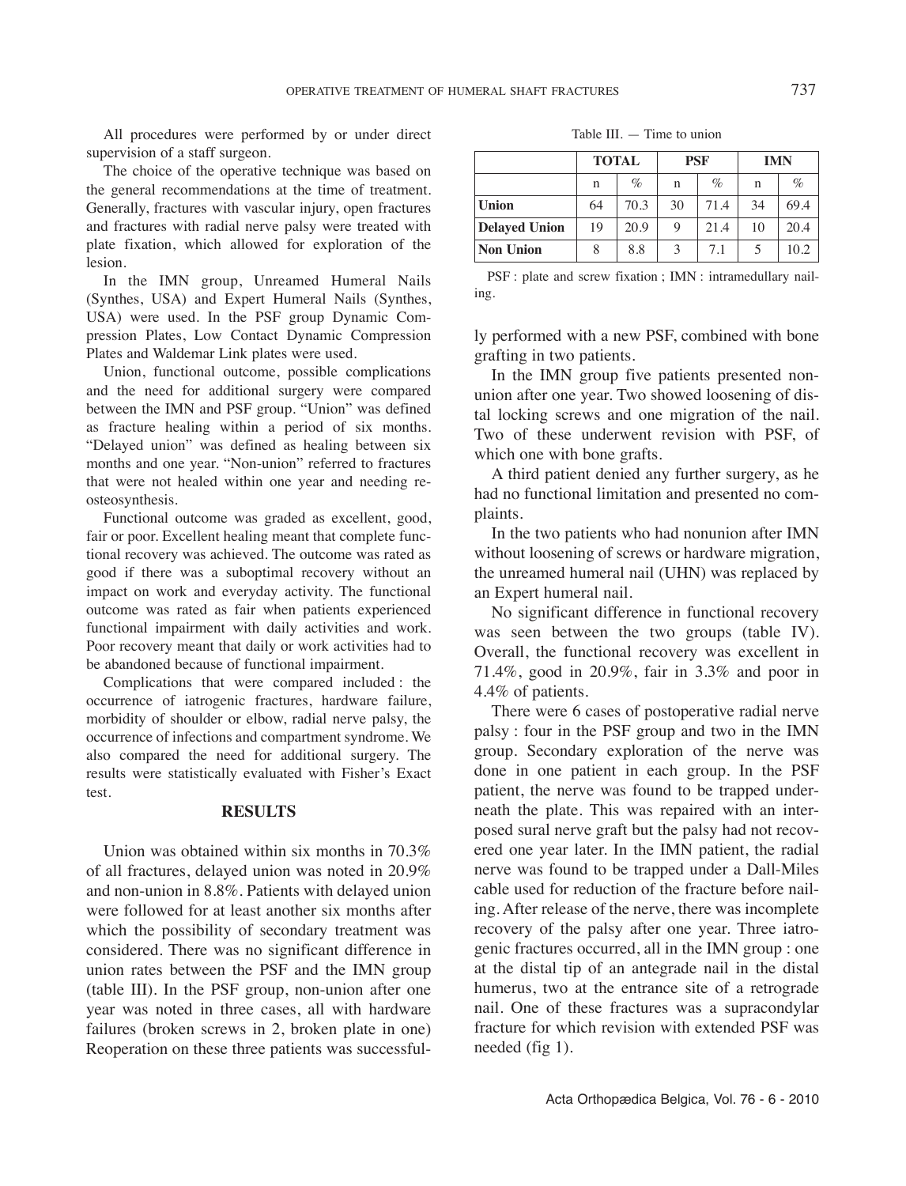All procedures were performed by or under direct supervision of a staff surgeon.

The choice of the operative technique was based on the general recommendations at the time of treatment. Generally, fractures with vascular injury, open fractures and fractures with radial nerve palsy were treated with plate fixation, which allowed for exploration of the lesion.

In the IMN group, Unreamed Humeral Nails (Synthes, USA) and Expert Humeral Nails (Synthes, USA) were used. In the PSF group Dynamic Compression Plates, Low Contact Dynamic Compression Plates and Waldemar Link plates were used.

Union, functional outcome, possible complications and the need for additional surgery were compared between the IMN and PSF group. "Union" was defined as fracture healing within a period of six months. "Delayed union" was defined as healing between six months and one year. "Non-union" referred to fractures that were not healed within one year and needing re-osteosynthesis.

Functional outcome was graded as excellent, good, fair or poor. Excellent healing meant that complete functional recovery was achieved. The outcome was rated as good if there was a suboptimal recovery without an impact on work and everyday activity. The functional outcome was rated as fair when patients experienced functional impairment with daily activities and work. Poor recovery meant that daily or work activities had to be abandoned because of functional impairment.

Complications that were compared included : the occurrence of iatrogenic fractures, hardware failure, morbidity of shoulder or elbow, radial nerve palsy, the occurrence of infections and compartment syndrome. We also compared the need for additional surgery. The results were statistically evaluated with Fisher's Exact test.

## RESULTS

Union was obtained within six months in 70.3% of all fractures, delayed union was noted in 20.9% and non-union in 8.8%. Patients with delayed union were followed for at least another six months after which the possibility of secondary treatment was considered. There was no significant difference in union rates between the PSF and the IMN group (table III). In the PSF group, non-union after one year was noted in three cases, all with hardware failures (broken screws in 2, broken plate in one) Reoperation on these three patients was successfully performed with a new PSF, combined with bone grafting in two patients.

Table III. — Time to union

| | TOTAL | | PSF | | IMN | |
|---|---|---|---|---|---|---|
| | n | % | n | % | n | % |
| **Union** | 64 | 70.3 | 30 | 71.4 | 34 | 69.4 |
| **Delayed Union** | 19 | 20.9 | 9 | 21.4 | 10 | 20.4 |
| **Non Union** | 8 | 8.8 | 3 | 7.1 | 5 | 10.2 |

PSF : plate and screw fixation ; IMN : intramedullary nailing.

In the IMN group five patients presented nonunion after one year. Two showed loosening of distal locking screws and one migration of the nail. Two of these underwent revision with PSF, of which one with bone grafts.

A third patient denied any further surgery, as he had no functional limitation and presented no complaints.

In the two patients who had nonunion after IMN without loosening of screws or hardware migration, the unreamed humeral nail (UHN) was replaced by an Expert humeral nail.

No significant difference in functional recovery was seen between the two groups (table IV). Overall, the functional recovery was excellent in 71.4%, good in 20.9%, fair in 3.3% and poor in 4.4% of patients.

There were 6 cases of postoperative radial nerve palsy : four in the PSF group and two in the IMN group. Secondary exploration of the nerve was done in one patient in each group. In the PSF patient, the nerve was found to be trapped underneath the plate. This was repaired with an interposed sural nerve graft but the palsy had not recovered one year later. In the IMN patient, the radial nerve was found to be trapped under a Dall-Miles cable used for reduction of the fracture before nailing. After release of the nerve, there was incomplete recovery of the palsy after one year. Three iatrogenic fractures occurred, all in the IMN group : one at the distal tip of an antegrade nail in the distal humerus, two at the entrance site of a retrograde nail. One of these fractures was a supracondylar fracture for which revision with extended PSF was needed (fig 1).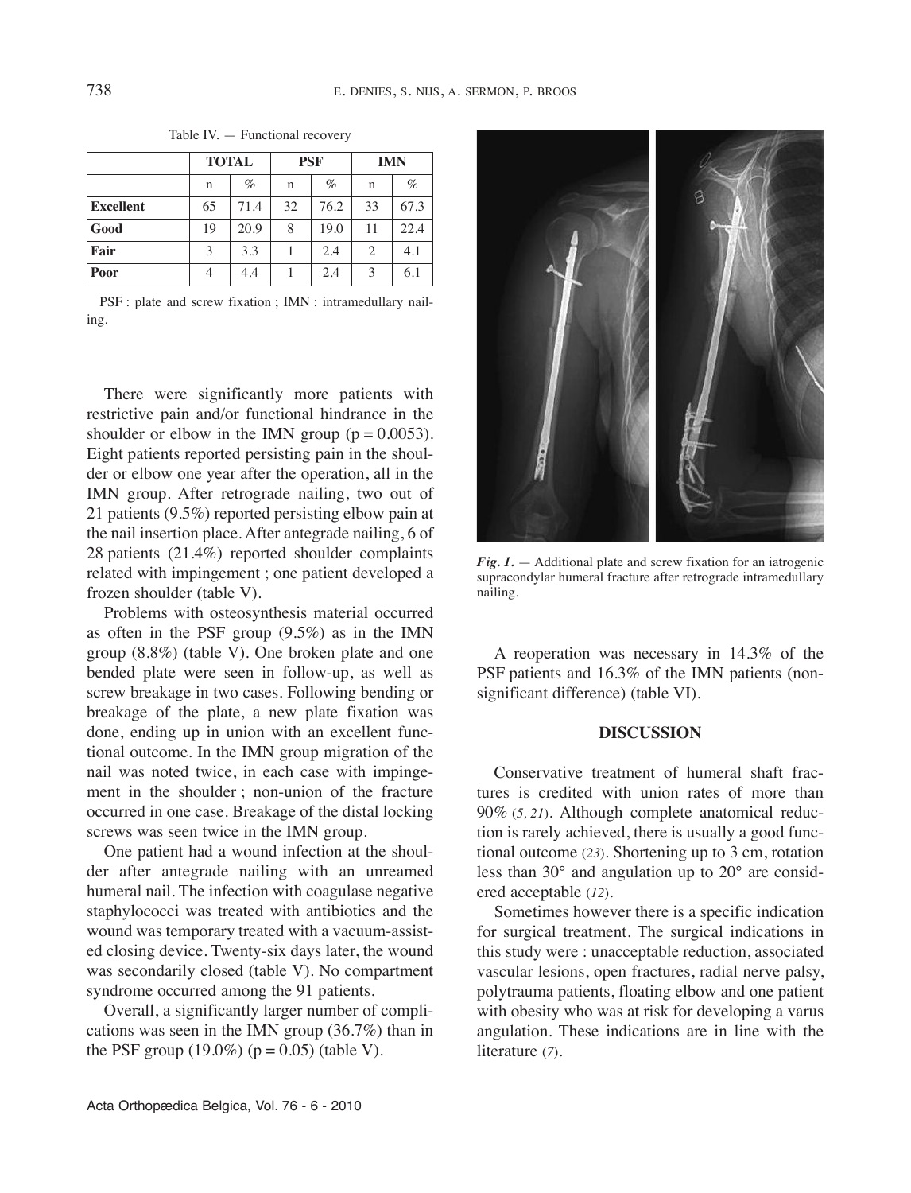Table IV. — Functional recovery

| | TOTAL | | PSF | | IMN | |
|---|---|---|---|---|---|---|
| | n | % | n | % | n | % |
| **Excellent** | 65 | 71.4 | 32 | 76.2 | 33 | 67.3 |
| **Good** | 19 | 20.9 | 8 | 19.0 | 11 | 22.4 |
| **Fair** | 3 | 3.3 | 1 | 2.4 | 2 | 4.1 |
| **Poor** | 4 | 4.4 | 1 | 2.4 | 3 | 6.1 |

PSF : plate and screw fixation ; IMN : intramedullary nailing.

There were significantly more patients with restrictive pain and/or functional hindrance in the shoulder or elbow in the IMN group ($p = 0.0053$). Eight patients reported persisting pain in the shoulder or elbow one year after the operation, all in the IMN group. After retrograde nailing, two out of 21 patients (9.5%) reported persisting elbow pain at the nail insertion place. After antegrade nailing, 6 of 28 patients (21.4%) reported shoulder complaints related with impingement ; one patient developed a frozen shoulder (table V).

Problems with osteosynthesis material occurred as often in the PSF group (9.5%) as in the IMN group (8.8%) (table V). One broken plate and one bended plate were seen in follow-up, as well as screw breakage in two cases. Following bending or breakage of the plate, a new plate fixation was done, ending up in union with an excellent functional outcome. In the IMN group migration of the nail was noted twice, in each case with impingement in the shoulder ; non-union of the fracture occurred in one case. Breakage of the distal locking screws was seen twice in the IMN group.

One patient had a wound infection at the shoulder after antegrade nailing with an unreamed humeral nail. The infection with coagulase negative staphylococci was treated with antibiotics and the wound was temporary treated with a vacuum-assisted closing device. Twenty-six days later, the wound was secondarily closed (table V). No compartment syndrome occurred among the 91 patients.

Overall, a significantly larger number of complications was seen in the IMN group (36.7%) than in the PSF group (19.0%) ($p = 0.05$) (table V).

***Fig. 1.*** — Additional plate and screw fixation for an iatrogenic supracondylar humeral fracture after retrograde intramedullary nailing.

A reoperation was necessary in 14.3% of the PSF patients and 16.3% of the IMN patients (non-significant difference) (table VI).

## DISCUSSION

Conservative treatment of humeral shaft fractures is credited with union rates of more than 90% (*5, 21*). Although complete anatomical reduction is rarely achieved, there is usually a good functional outcome (*23*). Shortening up to 3 cm, rotation less than 30° and angulation up to 20° are considered acceptable (*12*).

Sometimes however there is a specific indication for surgical treatment. The surgical indications in this study were : unacceptable reduction, associated vascular lesions, open fractures, radial nerve palsy, polytrauma patients, floating elbow and one patient with obesity who was at risk for developing a varus angulation. These indications are in line with the literature (*7*).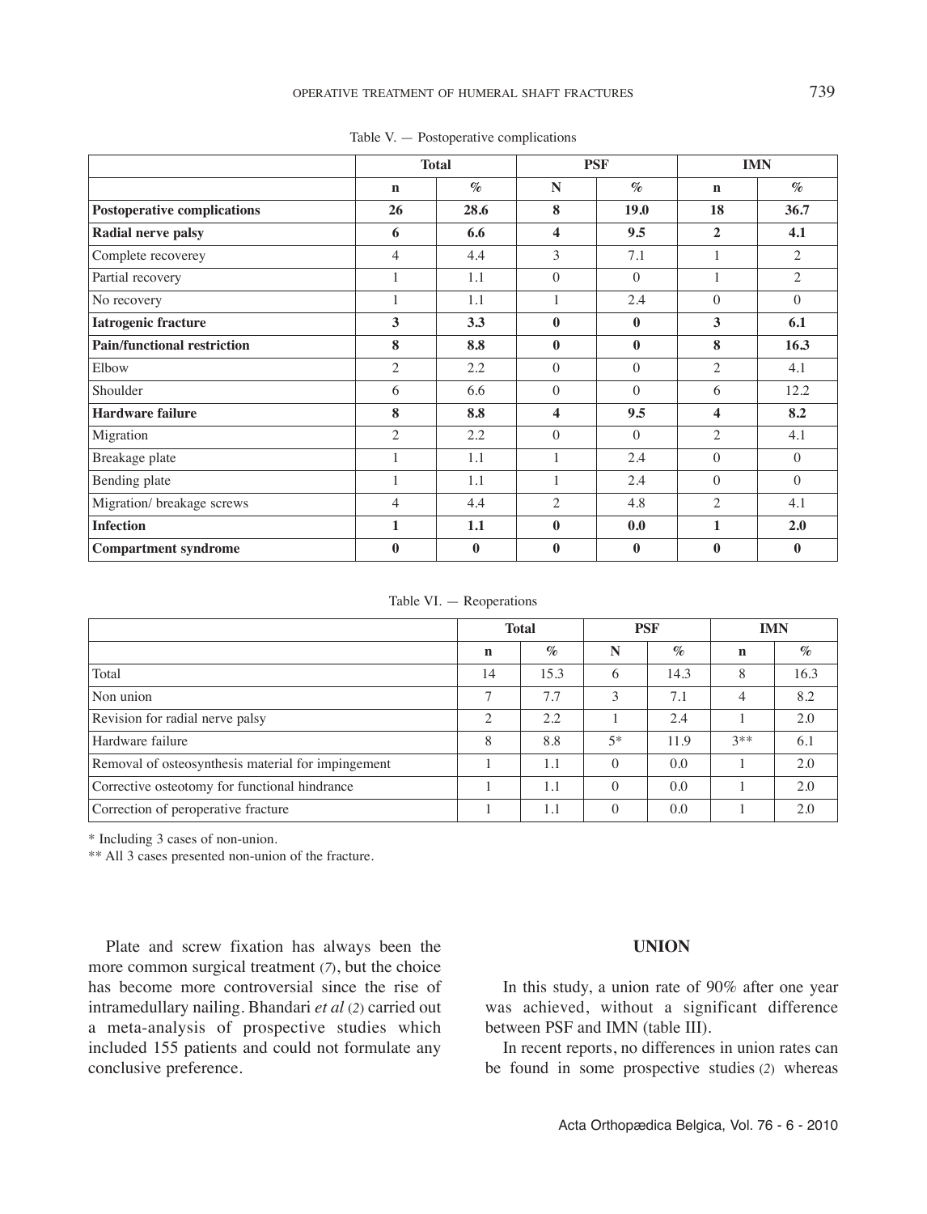Table V. — Postoperative complications

| | Total | | PSF | | IMN | |
|---|---|---|---|---|---|---|
| | n | % | N | % | n | % |
| **Postoperative complications** | **26** | **28.6** | **8** | **19.0** | **18** | **36.7** |
| **Radial nerve palsy** | **6** | **6.6** | **4** | **9.5** | **2** | **4.1** |
| Complete recoverey | 4 | 4.4 | 3 | 7.1 | 1 | 2 |
| Partial recovery | 1 | 1.1 | 0 | 0 | 1 | 2 |
| No recovery | 1 | 1.1 | 1 | 2.4 | 0 | 0 |
| **Iatrogenic fracture** | **3** | **3.3** | **0** | **0** | **3** | **6.1** |
| **Pain/functional restriction** | **8** | **8.8** | **0** | **0** | **8** | **16.3** |
| Elbow | 2 | 2.2 | 0 | 0 | 2 | 4.1 |
| Shoulder | 6 | 6.6 | 0 | 0 | 6 | 12.2 |
| **Hardware failure** | **8** | **8.8** | **4** | **9.5** | **4** | **8.2** |
| Migration | 2 | 2.2 | 0 | 0 | 2 | 4.1 |
| Breakage plate | 1 | 1.1 | 1 | 2.4 | 0 | 0 |
| Bending plate | 1 | 1.1 | 1 | 2.4 | 0 | 0 |
| Migration/ breakage screws | 4 | 4.4 | 2 | 4.8 | 2 | 4.1 |
| **Infection** | **1** | **1.1** | **0** | **0.0** | **1** | **2.0** |
| **Compartment syndrome** | **0** | **0** | **0** | **0** | **0** | **0** |

Table VI. — Reoperations

| | Total | | PSF | | IMN | |
|---|---|---|---|---|---|---|
| | n | % | N | % | n | % |
| Total | 14 | 15.3 | 6 | 14.3 | 8 | 16.3 |
| Non union | 7 | 7.7 | 3 | 7.1 | 4 | 8.2 |
| Revision for radial nerve palsy | 2 | 2.2 | 1 | 2.4 | 1 | 2.0 |
| Hardware failure | 8 | 8.8 | 5* | 11.9 | 3** | 6.1 |
| Removal of osteosynthesis material for impingement | 1 | 1.1 | 0 | 0.0 | 1 | 2.0 |
| Corrective osteotomy for functional hindrance | 1 | 1.1 | 0 | 0.0 | 1 | 2.0 |
| Correction of peroperative fracture | 1 | 1.1 | 0 | 0.0 | 1 | 2.0 |

\* Including 3 cases of non-union.

** All 3 cases presented non-union of the fracture.

Plate and screw fixation has always been the more common surgical treatment (7), but the choice has become more controversial since the rise of intramedullary nailing. Bhandari *et al* (2) carried out a meta-analysis of prospective studies which included 155 patients and could not formulate any conclusive preference.

## UNION

In this study, a union rate of 90% after one year was achieved, without a significant difference between PSF and IMN (table III).

In recent reports, no differences in union rates can be found in some prospective studies (2) whereas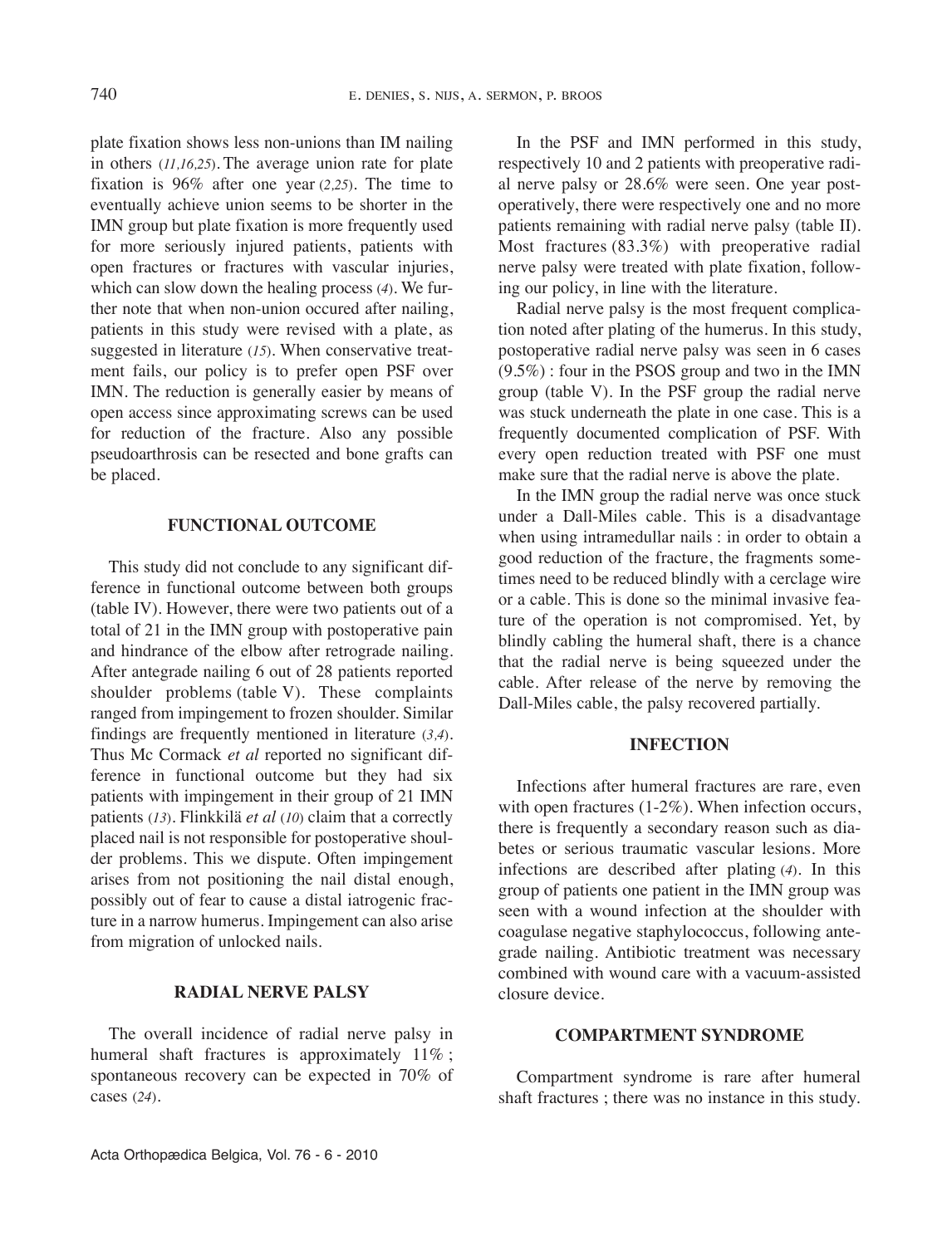plate fixation shows less non-unions than IM nailing in others (*11,16,25*). The average union rate for plate fixation is 96% after one year (*2,25*). The time to eventually achieve union seems to be shorter in the IMN group but plate fixation is more frequently used for more seriously injured patients, patients with open fractures or fractures with vascular injuries, which can slow down the healing process (*4*). We further note that when non-union occured after nailing, patients in this study were revised with a plate, as suggested in literature (*15*). When conservative treatment fails, our policy is to prefer open PSF over IMN. The reduction is generally easier by means of open access since approximating screws can be used for reduction of the fracture. Also any possible pseudoarthrosis can be resected and bone grafts can be placed.

## FUNCTIONAL OUTCOME

This study did not conclude to any significant difference in functional outcome between both groups (table IV). However, there were two patients out of a total of 21 in the IMN group with postoperative pain and hindrance of the elbow after retrograde nailing. After antegrade nailing 6 out of 28 patients reported shoulder problems (table V). These complaints ranged from impingement to frozen shoulder. Similar findings are frequently mentioned in literature (*3,4*). Thus Mc Cormack *et al* reported no significant difference in functional outcome but they had six patients with impingement in their group of 21 IMN patients (*13*). Flinkkilä *et al* (*10*) claim that a correctly placed nail is not responsible for postoperative shoulder problems. This we dispute. Often impingement arises from not positioning the nail distal enough, possibly out of fear to cause a distal iatrogenic fracture in a narrow humerus. Impingement can also arise from migration of unlocked nails.

## RADIAL NERVE PALSY

The overall incidence of radial nerve palsy in humeral shaft fractures is approximately 11% ; spontaneous recovery can be expected in 70% of cases (*24*).

In the PSF and IMN performed in this study, respectively 10 and 2 patients with preoperative radial nerve palsy or 28.6% were seen. One year postoperatively, there were respectively one and no more patients remaining with radial nerve palsy (table II). Most fractures (83.3%) with preoperative radial nerve palsy were treated with plate fixation, following our policy, in line with the literature.

Radial nerve palsy is the most frequent complication noted after plating of the humerus. In this study, postoperative radial nerve palsy was seen in 6 cases (9.5%) : four in the PSOS group and two in the IMN group (table V). In the PSF group the radial nerve was stuck underneath the plate in one case. This is a frequently documented complication of PSF. With every open reduction treated with PSF one must make sure that the radial nerve is above the plate.

In the IMN group the radial nerve was once stuck under a Dall-Miles cable. This is a disadvantage when using intramedullar nails : in order to obtain a good reduction of the fracture, the fragments sometimes need to be reduced blindly with a cerclage wire or a cable. This is done so the minimal invasive feature of the operation is not compromised. Yet, by blindly cabling the humeral shaft, there is a chance that the radial nerve is being squeezed under the cable. After release of the nerve by removing the Dall-Miles cable, the palsy recovered partially.

## INFECTION

Infections after humeral fractures are rare, even with open fractures (1-2%). When infection occurs, there is frequently a secondary reason such as diabetes or serious traumatic vascular lesions. More infections are described after plating (*4*). In this group of patients one patient in the IMN group was seen with a wound infection at the shoulder with coagulase negative staphylococcus, following antegrade nailing. Antibiotic treatment was necessary combined with wound care with a vacuum-assisted closure device.

## COMPARTMENT SYNDROME

Compartment syndrome is rare after humeral shaft fractures ; there was no instance in this study.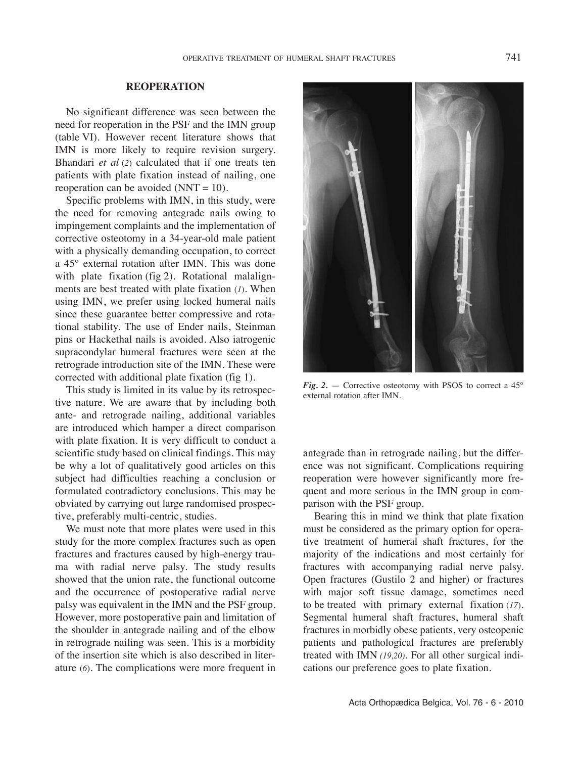## REOPERATION

No significant difference was seen between the need for reoperation in the PSF and the IMN group (table VI). However recent literature shows that IMN is more likely to require revision surgery. Bhandari *et al* (2) calculated that if one treats ten patients with plate fixation instead of nailing, one reoperation can be avoided (NNT = 10).

Specific problems with IMN, in this study, were the need for removing antegrade nails owing to impingement complaints and the implementation of corrective osteotomy in a 34-year-old male patient with a physically demanding occupation, to correct a 45° external rotation after IMN. This was done with plate fixation (fig 2). Rotational malalignments are best treated with plate fixation (*1*). When using IMN, we prefer using locked humeral nails since these guarantee better compressive and rotational stability. The use of Ender nails, Steinman pins or Hackethal nails is avoided. Also iatrogenic supracondylar humeral fractures were seen at the retrograde introduction site of the IMN. These were corrected with additional plate fixation (fig 1).

This study is limited in its value by its retrospective nature. We are aware that by including both ante- and retrograde nailing, additional variables are introduced which hamper a direct comparison with plate fixation. It is very difficult to conduct a scientific study based on clinical findings. This may be why a lot of qualitatively good articles on this subject had difficulties reaching a conclusion or formulated contradictory conclusions. This may be obviated by carrying out large randomised prospective, preferably multi-centric, studies.

We must note that more plates were used in this study for the more complex fractures such as open fractures and fractures caused by high-energy trauma with radial nerve palsy. The study results showed that the union rate, the functional outcome and the occurrence of postoperative radial nerve palsy was equivalent in the IMN and the PSF group. However, more postoperative pain and limitation of the shoulder in antegrade nailing and of the elbow in retrograde nailing was seen. This is a morbidity of the insertion site which is also described in literature (*6*). The complications were more frequent in antegrade than in retrograde nailing, but the difference was not significant. Complications requiring reoperation were however significantly more frequent and more serious in the IMN group in comparison with the PSF group.

*Fig. 2.* — Corrective osteotomy with PSOS to correct a 45° external rotation after IMN.

Bearing this in mind we think that plate fixation must be considered as the primary option for operative treatment of humeral shaft fractures, for the majority of the indications and most certainly for fractures with accompanying radial nerve palsy. Open fractures (Gustilo 2 and higher) or fractures with major soft tissue damage, sometimes need to be treated with primary external fixation (*17*). Segmental humeral shaft fractures, humeral shaft fractures in morbidly obese patients, very osteopenic patients and pathological fractures are preferably treated with IMN (*19,20*). For all other surgical indications our preference goes to plate fixation.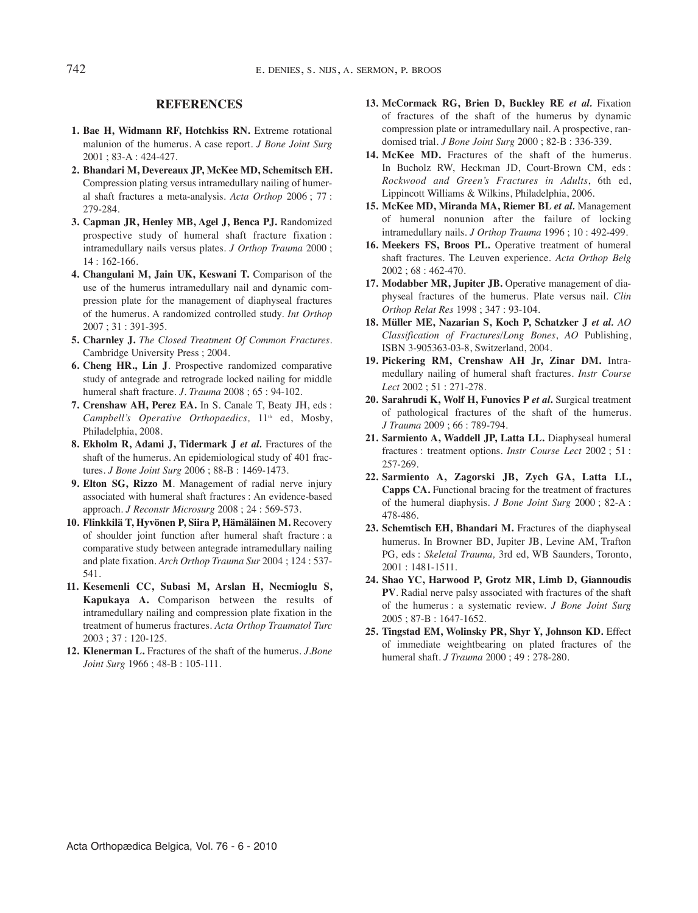## REFERENCES

1. **Bae H, Widmann RF, Hotchkiss RN.** Extreme rotational malunion of the humerus. A case report. *J Bone Joint Surg* 2001 ; 83-A : 424-427.
2. **Bhandari M, Devereaux JP, McKee MD, Schemitsch EH.** Compression plating versus intramedullary nailing of humeral shaft fractures a meta-analysis. *Acta Orthop* 2006 ; 77 : 279-284.
3. **Capman JR, Henley MB, Agel J, Benca PJ.** Randomized prospective study of humeral shaft fracture fixation : intramedullary nails versus plates. *J Orthop Trauma* 2000 ; 14 : 162-166.
4. **Changulani M, Jain UK, Keswani T.** Comparison of the use of the humerus intramedullary nail and dynamic compression plate for the management of diaphyseal fractures of the humerus. A randomized controlled study. *Int Orthop* 2007 ; 31 : 391-395.
5. **Charnley J.** *The Closed Treatment Of Common Fractures*. Cambridge University Press ; 2004.
6. **Cheng HR., Lin J**. Prospective randomized comparative study of antegrade and retrograde locked nailing for middle humeral shaft fracture. *J. Trauma* 2008 ; 65 : 94-102.
7. **Crenshaw AH, Perez EA.** In S. Canale T, Beaty JH, eds : *Campbell's Operative Orthopaedics,* 11th ed, Mosby, Philadelphia, 2008.
8. **Ekholm R, Adami J, Tidermark J *et al.*** Fractures of the shaft of the humerus. An epidemiological study of 401 fractures. *J Bone Joint Surg* 2006 ; 88-B : 1469-1473.
9. **Elton SG, Rizzo M**. Management of radial nerve injury associated with humeral shaft fractures : An evidence-based approach. *J Reconstr Microsurg* 2008 ; 24 : 569-573.
10. **Flinkkilä T, Hyvönen P, Siira P, Hämäläinen M.** Recovery of shoulder joint function after humeral shaft fracture : a comparative study between antegrade intramedullary nailing and plate fixation. *Arch Orthop Trauma Sur* 2004 ; 124 : 537-541.
11. **Kesemenli CC, Subasi M, Arslan H, Necmioglu S, Kapukaya A.** Comparison between the results of intramedullary nailing and compression plate fixation in the treatment of humerus fractures. *Acta Orthop Traumatol Turc* 2003 ; 37 : 120-125.
12. **Klenerman L.** Fractures of the shaft of the humerus. *J.Bone Joint Surg* 1966 ; 48-B : 105-111.
13. **McCormack RG, Brien D, Buckley RE *et al.*** Fixation of fractures of the shaft of the humerus by dynamic compression plate or intramedullary nail. A prospective, randomised trial. *J Bone Joint Surg* 2000 ; 82-B : 336-339.
14. **McKee MD.** Fractures of the shaft of the humerus. In Bucholz RW, Heckman JD, Court-Brown CM, eds : *Rockwood and Green's Fractures in Adults*, 6th ed, Lippincott Williams & Wilkins, Philadelphia, 2006.
15. **McKee MD, Miranda MA, Riemer BL *et al.*** Management of humeral nonunion after the failure of locking intramedullary nails. *J Orthop Trauma* 1996 ; 10 : 492-499.
16. **Meekers FS, Broos PL.** Operative treatment of humeral shaft fractures. The Leuven experience. *Acta Orthop Belg* 2002 ; 68 : 462-470.
17. **Modabber MR, Jupiter JB.** Operative management of diaphyseal fractures of the humerus. Plate versus nail. *Clin Orthop Relat Res* 1998 ; 347 : 93-104.
18. **Müller ME, Nazarian S, Koch P, Schatzker J *et al.*** *AO Classification of Fractures/Long Bones*, *AO* Publishing, ISBN 3-905363-03-8, Switzerland, 2004.
19. **Pickering RM, Crenshaw AH Jr, Zinar DM.** Intramedullary nailing of humeral shaft fractures. *Instr Course Lect* 2002 ; 51 : 271-278.
20. **Sarahrudi K, Wolf H, Funovics P *et al.*** Surgical treatment of pathological fractures of the shaft of the humerus. *J Trauma* 2009 ; 66 : 789-794.
21. **Sarmiento A, Waddell JP, Latta LL.** Diaphyseal humeral fractures : treatment options. *Instr Course Lect* 2002 ; 51 : 257-269.
22. **Sarmiento A, Zagorski JB, Zych GA, Latta LL, Capps CA.** Functional bracing for the treatment of fractures of the humeral diaphysis. *J Bone Joint Surg* 2000 ; 82-A : 478-486.
23. **Schemtisch EH, Bhandari M.** Fractures of the diaphyseal humerus. In Browner BD, Jupiter JB, Levine AM, Trafton PG, eds : *Skeletal Trauma,* 3rd ed, WB Saunders, Toronto, 2001 : 1481-1511.
24. **Shao YC, Harwood P, Grotz MR, Limb D, Giannoudis PV**. Radial nerve palsy associated with fractures of the shaft of the humerus : a systematic review. *J Bone Joint Surg* 2005 ; 87-B : 1647-1652.
25. **Tingstad EM, Wolinsky PR, Shyr Y, Johnson KD.** Effect of immediate weightbearing on plated fractures of the humeral shaft. *J Trauma* 2000 ; 49 : 278-280.